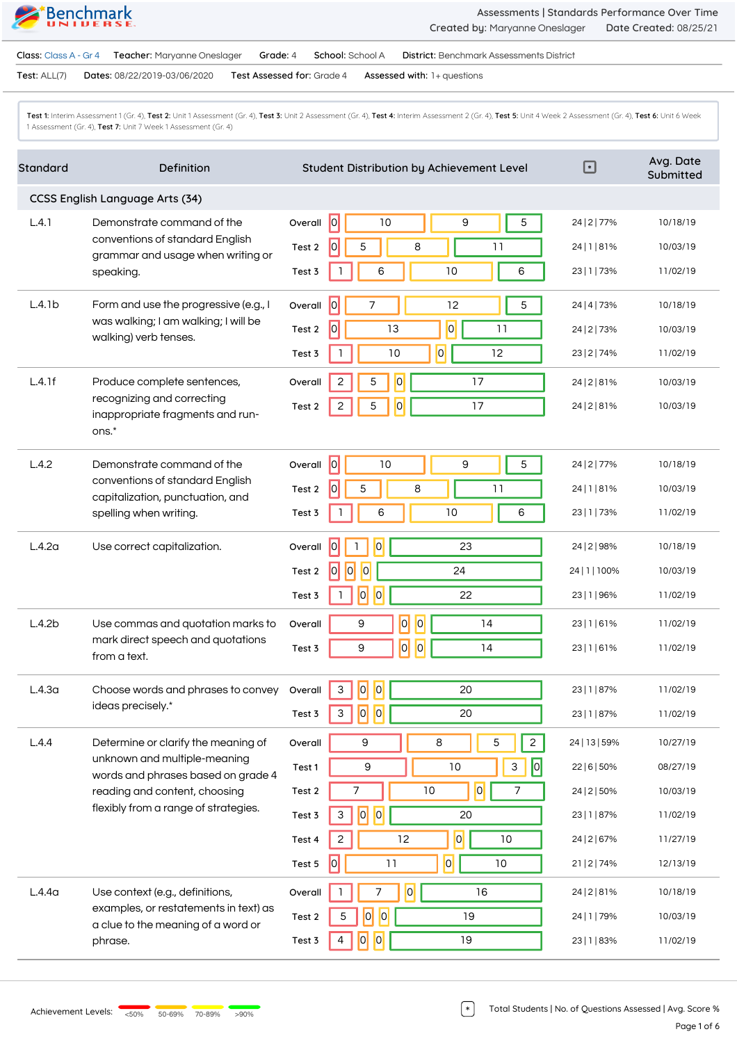Assessments | Standards Performance Over Time

Created by: Maryanne Oneslager    Date Created: 08/25/21

**Class:** Class A - Gr 4    **Teacher:** Maryanne Oneslager    **Grade:** 4    **School:** School A    **District:** Benchmark Assessments District

**Test:** ALL(7)    **Dates:** 08/22/2019-03/06/2020    **Test Assessed for:** Grade 4    **Assessed with:** 1+ questions

**Test 1:** Interim Assessment 1 (Gr. 4), **Test 2:** Unit 1 Assessment (Gr. 4), **Test 3:** Unit 2 Assessment (Gr. 4), **Test 4:** Interim Assessment 2 (Gr. 4), **Test 5:** Unit 4 Week 2 Assessment (Gr. 4), **Test 6:** Unit 6 Week 1 Assessment (Gr. 4), **Test 7:** Unit 7 Week 1 Assessment (Gr. 4)

| Standard | Definition | | Student Distribution by Achievement Level (<50% / 50-69% / 70-89% / >90%) | * | Avg. Date Submitted |
|---|---|---|---|---|---|
| **CCSS English Language Arts (34)** | | | | | |
| L.4.1 | Demonstrate command of the conventions of standard English grammar and usage when writing or speaking. | Overall | 0 / 10 / 9 / 5 | 24 \| 2 \| 77% | 10/18/19 |
| | | Test 2 | 0 / 5 / 8 / 11 | 24 \| 1 \| 81% | 10/03/19 |
| | | Test 3 | 1 / 6 / 10 / 6 | 23 \| 1 \| 73% | 11/02/19 |
| L.4.1b | Form and use the progressive (e.g., I was walking; I am walking; I will be walking) verb tenses. | Overall | 0 / 7 / 12 / 5 | 24 \| 4 \| 73% | 10/18/19 |
| | | Test 2 | 0 / 13 / 0 / 11 | 24 \| 2 \| 73% | 10/03/19 |
| | | Test 3 | 1 / 10 / 0 / 12 | 23 \| 2 \| 74% | 11/02/19 |
| L.4.1f | Produce complete sentences, recognizing and correcting inappropriate fragments and run-ons.* | Overall | 2 / 5 / 0 / 17 | 24 \| 2 \| 81% | 10/03/19 |
| | | Test 2 | 2 / 5 / 0 / 17 | 24 \| 2 \| 81% | 10/03/19 |
| L.4.2 | Demonstrate command of the conventions of standard English capitalization, punctuation, and spelling when writing. | Overall | 0 / 10 / 9 / 5 | 24 \| 2 \| 77% | 10/18/19 |
| | | Test 2 | 0 / 5 / 8 / 11 | 24 \| 1 \| 81% | 10/03/19 |
| | | Test 3 | 1 / 6 / 10 / 6 | 23 \| 1 \| 73% | 11/02/19 |
| L.4.2a | Use correct capitalization. | Overall | 0 / 1 / 0 / 23 | 24 \| 2 \| 98% | 10/18/19 |
| | | Test 2 | 0 / 0 / 0 / 24 | 24 \| 1 \| 100% | 10/03/19 |
| | | Test 3 | 1 / 0 / 0 / 22 | 23 \| 1 \| 96% | 11/02/19 |
| L.4.2b | Use commas and quotation marks to mark direct speech and quotations from a text. | Overall | 9 / 0 / 0 / 14 | 23 \| 1 \| 61% | 11/02/19 |
| | | Test 3 | 9 / 0 / 0 / 14 | 23 \| 1 \| 61% | 11/02/19 |
| L.4.3a | Choose words and phrases to convey ideas precisely.* | Overall | 3 / 0 / 0 / 20 | 23 \| 1 \| 87% | 11/02/19 |
| | | Test 3 | 3 / 0 / 0 / 20 | 23 \| 1 \| 87% | 11/02/19 |
| L.4.4 | Determine or clarify the meaning of unknown and multiple-meaning words and phrases based on grade 4 reading and content, choosing flexibly from a range of strategies. | Overall | 9 / 8 / 5 / 2 | 24 \| 13 \| 59% | 10/27/19 |
| | | Test 1 | 9 / 10 / 3 / 0 | 22 \| 6 \| 50% | 08/27/19 |
| | | Test 2 | 7 / 10 / 0 / 7 | 24 \| 2 \| 50% | 10/03/19 |
| | | Test 3 | 3 / 0 / 0 / 20 | 23 \| 1 \| 87% | 11/02/19 |
| | | Test 4 | 2 / 12 / 0 / 10 | 24 \| 2 \| 67% | 11/27/19 |
| | | Test 5 | 0 / 11 / 0 / 10 | 21 \| 2 \| 74% | 12/13/19 |
| L.4.4a | Use context (e.g., definitions, examples, or restatements in text) as a clue to the meaning of a word or phrase. | Overall | 1 / 7 / 0 / 16 | 24 \| 2 \| 81% | 10/18/19 |
| | | Test 2 | 5 / 0 / 0 / 19 | 24 \| 1 \| 79% | 10/03/19 |
| | | Test 3 | 4 / 0 / 0 / 19 | 23 \| 1 \| 83% | 11/02/19 |

Achievement Levels: <50% | 50-69% | 70-89% | >90%

* Total Students | No. of Questions Assessed | Avg. Score %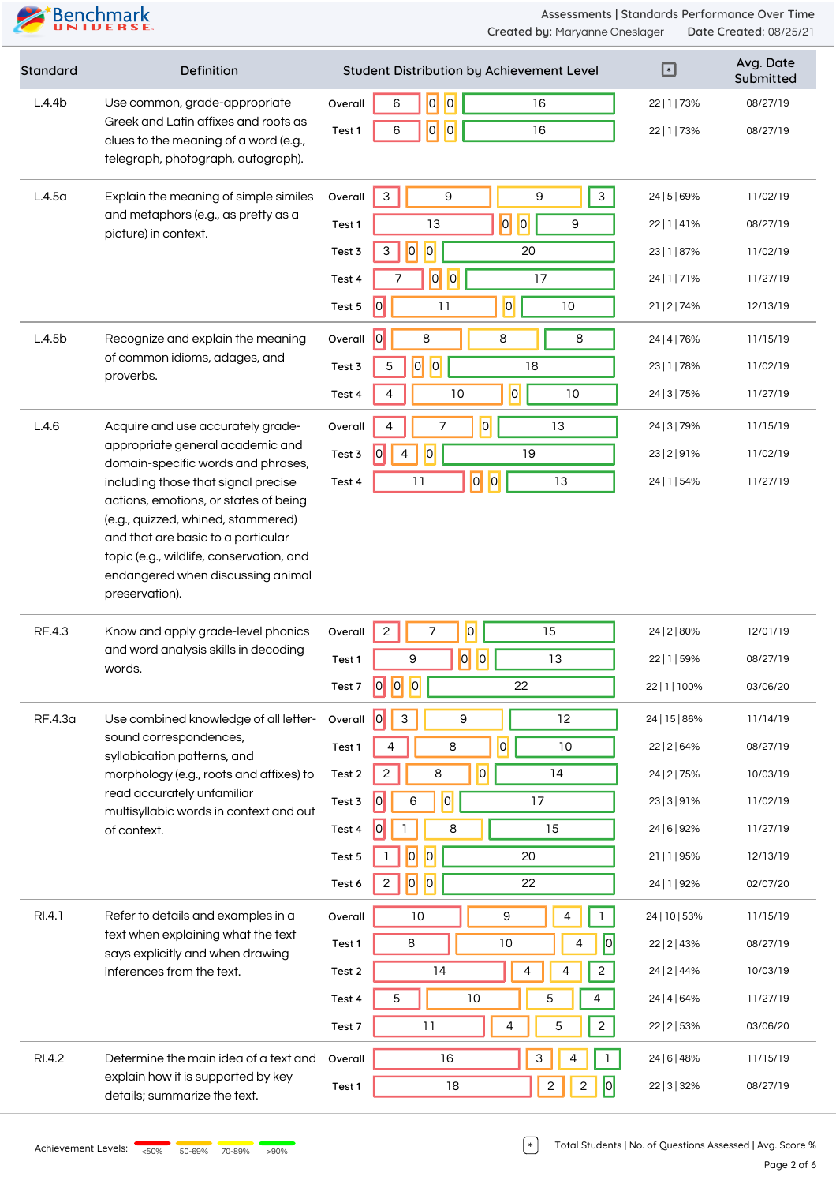Assessments | Standards Performance Over Time

Created by: Maryanne Oneslager    Date Created: 08/25/21

| Standard | Definition | | Student Distribution by Achievement Level | * | Avg. Date Submitted |
|---|---|---|---|---|---|
| L.4.4b | Use common, grade-appropriate Greek and Latin affixes and roots as clues to the meaning of a word (e.g., telegraph, photograph, autograph). | Overall | 6 \| 0 \| 0 \| 16 | 22 \| 1 \| 73% | 08/27/19 |
| | | Test 1 | 6 \| 0 \| 0 \| 16 | 22 \| 1 \| 73% | 08/27/19 |
| L.4.5a | Explain the meaning of simple similes and metaphors (e.g., as pretty as a picture) in context. | Overall | 3 \| 9 \| 9 \| 3 | 24 \| 5 \| 69% | 11/02/19 |
| | | Test 1 | 13 \| 0 \| 0 \| 9 | 22 \| 1 \| 41% | 08/27/19 |
| | | Test 3 | 3 \| 0 \| 0 \| 20 | 23 \| 1 \| 87% | 11/02/19 |
| | | Test 4 | 7 \| 0 \| 0 \| 17 | 24 \| 1 \| 71% | 11/27/19 |
| | | Test 5 | 0 \| 11 \| 0 \| 10 | 21 \| 2 \| 74% | 12/13/19 |
| L.4.5b | Recognize and explain the meaning of common idioms, adages, and proverbs. | Overall | 0 \| 8 \| 8 \| 8 | 24 \| 4 \| 76% | 11/15/19 |
| | | Test 3 | 5 \| 0 \| 0 \| 18 | 23 \| 1 \| 78% | 11/02/19 |
| | | Test 4 | 4 \| 10 \| 0 \| 10 | 24 \| 3 \| 75% | 11/27/19 |
| L.4.6 | Acquire and use accurately grade-appropriate general academic and domain-specific words and phrases, including those that signal precise actions, emotions, or states of being (e.g., quizzed, whined, stammered) and that are basic to a particular topic (e.g., wildlife, conservation, and endangered when discussing animal preservation). | Overall | 4 \| 7 \| 0 \| 13 | 24 \| 3 \| 79% | 11/15/19 |
| | | Test 3 | 0 \| 4 \| 0 \| 19 | 23 \| 2 \| 91% | 11/02/19 |
| | | Test 4 | 11 \| 0 \| 0 \| 13 | 24 \| 1 \| 54% | 11/27/19 |
| RF.4.3 | Know and apply grade-level phonics and word analysis skills in decoding words. | Overall | 2 \| 7 \| 0 \| 15 | 24 \| 2 \| 80% | 12/01/19 |
| | | Test 1 | 9 \| 0 \| 0 \| 13 | 22 \| 1 \| 59% | 08/27/19 |
| | | Test 7 | 0 \| 0 \| 0 \| 22 | 22 \| 1 \| 100% | 03/06/20 |
| RF.4.3a | Use combined knowledge of all letter-sound correspondences, syllabication patterns, and morphology (e.g., roots and affixes) to read accurately unfamiliar multisyllabic words in context and out of context. | Overall | 0 \| 3 \| 9 \| 12 | 24 \| 15 \| 86% | 11/14/19 |
| | | Test 1 | 4 \| 8 \| 0 \| 10 | 22 \| 2 \| 64% | 08/27/19 |
| | | Test 2 | 2 \| 8 \| 0 \| 14 | 24 \| 2 \| 75% | 10/03/19 |
| | | Test 3 | 0 \| 6 \| 0 \| 17 | 23 \| 3 \| 91% | 11/02/19 |
| | | Test 4 | 0 \| 1 \| 8 \| 15 | 24 \| 6 \| 92% | 11/27/19 |
| | | Test 5 | 1 \| 0 \| 0 \| 20 | 21 \| 1 \| 95% | 12/13/19 |
| | | Test 6 | 2 \| 0 \| 0 \| 22 | 24 \| 1 \| 92% | 02/07/20 |
| RI.4.1 | Refer to details and examples in a text when explaining what the text says explicitly and when drawing inferences from the text. | Overall | 10 \| 9 \| 4 \| 1 | 24 \| 10 \| 53% | 11/15/19 |
| | | Test 1 | 8 \| 10 \| 4 \| 0 | 22 \| 2 \| 43% | 08/27/19 |
| | | Test 2 | 14 \| 4 \| 4 \| 2 | 24 \| 2 \| 44% | 10/03/19 |
| | | Test 4 | 5 \| 10 \| 5 \| 4 | 24 \| 4 \| 64% | 11/27/19 |
| | | Test 7 | 11 \| 4 \| 5 \| 2 | 22 \| 2 \| 53% | 03/06/20 |
| RI.4.2 | Determine the main idea of a text and explain how it is supported by key details; summarize the text. | Overall | 16 \| 3 \| 4 \| 1 | 24 \| 6 \| 48% | 11/15/19 |
| | | Test 1 | 18 \| 2 \| 2 \| 0 | 22 \| 3 \| 32% | 08/27/19 |

Achievement Levels: <50% | 50-69% | 70-89% | >90%

* Total Students | No. of Questions Assessed | Avg. Score %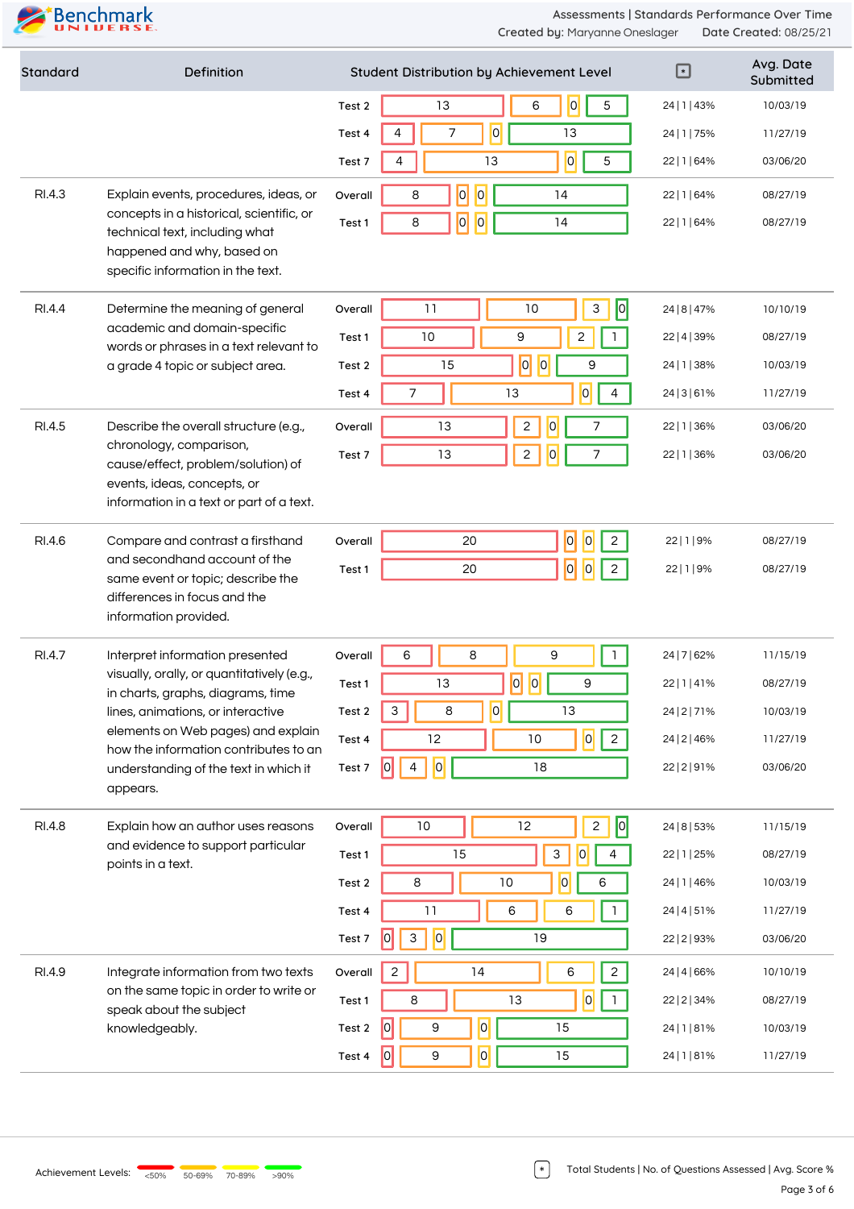| Standard | Definition | Student Distribution by Achievement Level | | | | * | Avg. Date Submitted |
|---|---|---|---|---|---|---|---|
| | | <50% | 50-69% | 70-89% | >90% | | |
| | | Test 2: 13 | 6 | 0 | 5 | 24 \| 1 \| 43% | 10/03/19 |
| | | Test 4: 4 | 7 | 0 | 13 | 24 \| 1 \| 75% | 11/27/19 |
| | | Test 7: 4 | 13 | 0 | 5 | 22 \| 1 \| 64% | 03/06/20 |
| RI.4.3 | Explain events, procedures, ideas, or concepts in a historical, scientific, or technical text, including what happened and why, based on specific information in the text. | Overall: 8 | 0 | 0 | 14 | 22 \| 1 \| 64% | 08/27/19 |
| | | Test 1: 8 | 0 | 0 | 14 | 22 \| 1 \| 64% | 08/27/19 |
| RI.4.4 | Determine the meaning of general academic and domain-specific words or phrases in a text relevant to a grade 4 topic or subject area. | Overall: 11 | 10 | 3 | 0 | 24 \| 8 \| 47% | 10/10/19 |
| | | Test 1: 10 | 9 | 2 | 1 | 22 \| 4 \| 39% | 08/27/19 |
| | | Test 2: 15 | 0 | 0 | 9 | 24 \| 1 \| 38% | 10/03/19 |
| | | Test 4: 7 | 13 | 0 | 4 | 24 \| 3 \| 61% | 11/27/19 |
| RI.4.5 | Describe the overall structure (e.g., chronology, comparison, cause/effect, problem/solution) of events, ideas, concepts, or information in a text or part of a text. | Overall: 13 | 2 | 0 | 7 | 22 \| 1 \| 36% | 03/06/20 |
| | | Test 7: 13 | 2 | 0 | 7 | 22 \| 1 \| 36% | 03/06/20 |
| RI.4.6 | Compare and contrast a firsthand and secondhand account of the same event or topic; describe the differences in focus and the information provided. | Overall: 20 | 0 | 0 | 2 | 22 \| 1 \| 9% | 08/27/19 |
| | | Test 1: 20 | 0 | 0 | 2 | 22 \| 1 \| 9% | 08/27/19 |
| RI.4.7 | Interpret information presented visually, orally, or quantitatively (e.g., in charts, graphs, diagrams, time lines, animations, or interactive elements on Web pages) and explain how the information contributes to an understanding of the text in which it appears. | Overall: 6 | 8 | 9 | 1 | 24 \| 7 \| 62% | 11/15/19 |
| | | Test 1: 13 | 0 | 0 | 9 | 22 \| 1 \| 41% | 08/27/19 |
| | | Test 2: 3 | 8 | 0 | 13 | 24 \| 2 \| 71% | 10/03/19 |
| | | Test 4: 12 | 10 | 0 | 2 | 24 \| 2 \| 46% | 11/27/19 |
| | | Test 7: 0 | 4 | 0 | 18 | 22 \| 2 \| 91% | 03/06/20 |
| RI.4.8 | Explain how an author uses reasons and evidence to support particular points in a text. | Overall: 10 | 12 | 2 | 0 | 24 \| 8 \| 53% | 11/15/19 |
| | | Test 1: 15 | 3 | 0 | 4 | 22 \| 1 \| 25% | 08/27/19 |
| | | Test 2: 8 | 10 | 0 | 6 | 24 \| 1 \| 46% | 10/03/19 |
| | | Test 4: 11 | 6 | 6 | 1 | 24 \| 4 \| 51% | 11/27/19 |
| | | Test 7: 0 | 3 | 0 | 19 | 22 \| 2 \| 93% | 03/06/20 |
| RI.4.9 | Integrate information from two texts on the same topic in order to write or speak about the subject knowledgeably. | Overall: 2 | 14 | 6 | 2 | 24 \| 4 \| 66% | 10/10/19 |
| | | Test 1: 8 | 13 | 0 | 1 | 22 \| 2 \| 34% | 08/27/19 |
| | | Test 2: 0 | 9 | 0 | 15 | 24 \| 1 \| 81% | 10/03/19 |
| | | Test 4: 0 | 9 | 0 | 15 | 24 \| 1 \| 81% | 11/27/19 |

Achievement Levels: <50% | 50-69% | 70-89% | >90%

* Total Students | No. of Questions Assessed | Avg. Score %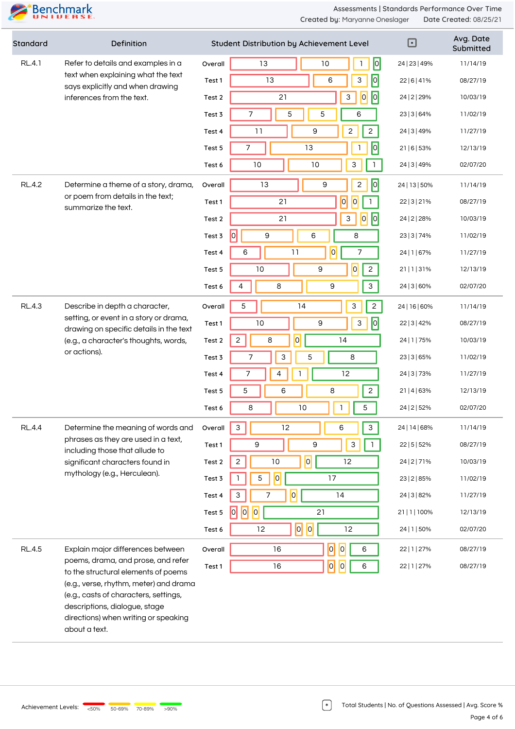Assessments | Standards Performance Over Time

Created by: Maryanne Oneslager    Date Created: 08/25/21

| Standard | Definition | | Student Distribution by Achievement Level | * | Avg. Date Submitted |
|---|---|---|---|---|---|
| RL.4.1 | Refer to details and examples in a text when explaining what the text says explicitly and when drawing inferences from the text. | Overall | 13 / 10 / 1 / 0 | 24 / 23 / 49% | 11/14/19 |
| | | Test 1 | 13 / 6 / 3 / 0 | 22 / 6 / 41% | 08/27/19 |
| | | Test 2 | 21 / 3 / 0 / 0 | 24 / 2 / 29% | 10/03/19 |
| | | Test 3 | 7 / 5 / 5 / 6 | 23 / 3 / 64% | 11/02/19 |
| | | Test 4 | 11 / 9 / 2 / 2 | 24 / 3 / 49% | 11/27/19 |
| | | Test 5 | 7 / 13 / 1 / 0 | 21 / 6 / 53% | 12/13/19 |
| | | Test 6 | 10 / 10 / 3 / 1 | 24 / 3 / 49% | 02/07/20 |
| RL.4.2 | Determine a theme of a story, drama, or poem from details in the text; summarize the text. | Overall | 13 / 9 / 2 / 0 | 24 / 13 / 50% | 11/14/19 |
| | | Test 1 | 21 / 0 / 0 / 1 | 22 / 3 / 21% | 08/27/19 |
| | | Test 2 | 21 / 3 / 0 / 0 | 24 / 2 / 28% | 10/03/19 |
| | | Test 3 | 0 / 9 / 6 / 8 | 23 / 3 / 74% | 11/02/19 |
| | | Test 4 | 6 / 11 / 0 / 7 | 24 / 1 / 67% | 11/27/19 |
| | | Test 5 | 10 / 9 / 0 / 2 | 21 / 1 / 31% | 12/13/19 |
| | | Test 6 | 4 / 8 / 9 / 3 | 24 / 3 / 60% | 02/07/20 |
| RL.4.3 | Describe in depth a character, setting, or event in a story or drama, drawing on specific details in the text (e.g., a character's thoughts, words, or actions). | Overall | 5 / 14 / 3 / 2 | 24 / 16 / 60% | 11/14/19 |
| | | Test 1 | 10 / 9 / 3 / 0 | 22 / 3 / 42% | 08/27/19 |
| | | Test 2 | 2 / 8 / 0 / 14 | 24 / 1 / 75% | 10/03/19 |
| | | Test 3 | 7 / 3 / 5 / 8 | 23 / 3 / 65% | 11/02/19 |
| | | Test 4 | 7 / 4 / 1 / 12 | 24 / 3 / 73% | 11/27/19 |
| | | Test 5 | 5 / 6 / 8 / 2 | 21 / 4 / 63% | 12/13/19 |
| | | Test 6 | 8 / 10 / 1 / 5 | 24 / 2 / 52% | 02/07/20 |
| RL.4.4 | Determine the meaning of words and phrases as they are used in a text, including those that allude to significant characters found in mythology (e.g., Herculean). | Overall | 3 / 12 / 6 / 3 | 24 / 14 / 68% | 11/14/19 |
| | | Test 1 | 9 / 9 / 3 / 1 | 22 / 5 / 52% | 08/27/19 |
| | | Test 2 | 2 / 10 / 0 / 12 | 24 / 2 / 71% | 10/03/19 |
| | | Test 3 | 1 / 5 / 0 / 17 | 23 / 2 / 85% | 11/02/19 |
| | | Test 4 | 3 / 7 / 0 / 14 | 24 / 3 / 82% | 11/27/19 |
| | | Test 5 | 0 / 0 / 0 / 21 | 21 / 1 / 100% | 12/13/19 |
| | | Test 6 | 12 / 0 / 0 / 12 | 24 / 1 / 50% | 02/07/20 |
| RL.4.5 | Explain major differences between poems, drama, and prose, and refer to the structural elements of poems (e.g., verse, rhythm, meter) and drama (e.g., casts of characters, settings, descriptions, dialogue, stage directions) when writing or speaking about a text. | Overall | 16 / 0 / 0 / 6 | 22 / 1 / 27% | 08/27/19 |
| | | Test 1 | 16 / 0 / 0 / 6 | 22 / 1 / 27% | 08/27/19 |

Achievement Levels: <50%, 50-69%, 70-89%, >90%

* Total Students | No. of Questions Assessed | Avg. Score %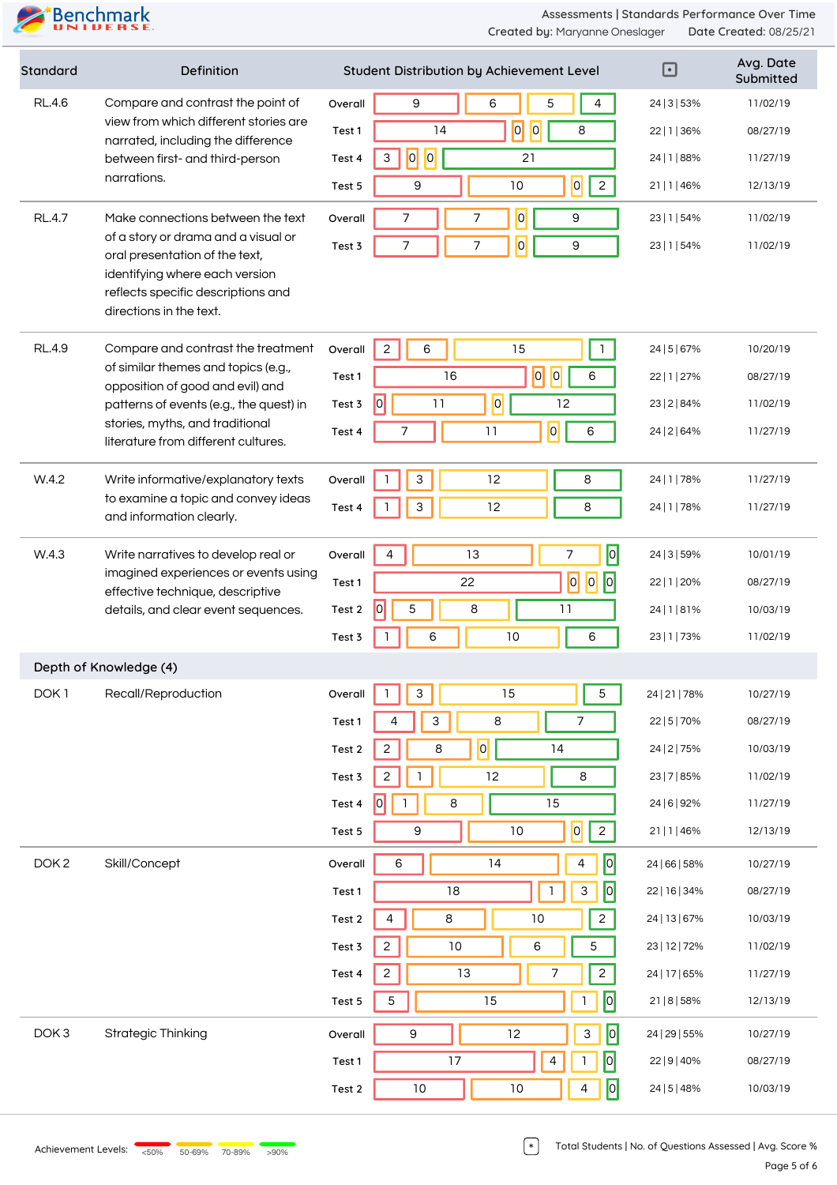Assessments | Standards Performance Over Time

Created by: Maryanne Oneslager  Date Created: 08/25/21

| Standard | Definition | | Student Distribution by Achievement Level | | | | * | Avg. Date Submitted |
|---|---|---|---|---|---|---|---|---|
| RL.4.6 | Compare and contrast the point of view from which different stories are narrated, including the difference between first- and third-person narrations. | Overall | 9 | 6 | 5 | 4 | 24 \| 3 \| 53% | 11/02/19 |
| | | Test 1 | 14 | 0 | 0 | 8 | 22 \| 1 \| 36% | 08/27/19 |
| | | Test 4 | 3 | 0 | 0 | 21 | 24 \| 1 \| 88% | 11/27/19 |
| | | Test 5 | 9 | 10 | 0 | 2 | 21 \| 1 \| 46% | 12/13/19 |
| RL.4.7 | Make connections between the text of a story or drama and a visual or oral presentation of the text, identifying where each version reflects specific descriptions and directions in the text. | Overall | 7 | 7 | 0 | 9 | 23 \| 1 \| 54% | 11/02/19 |
| | | Test 3 | 7 | 7 | 0 | 9 | 23 \| 1 \| 54% | 11/02/19 |
| RL.4.9 | Compare and contrast the treatment of similar themes and topics (e.g., opposition of good and evil) and patterns of events (e.g., the quest) in stories, myths, and traditional literature from different cultures. | Overall | 2 | 6 | 15 | 1 | 24 \| 5 \| 67% | 10/20/19 |
| | | Test 1 | 16 | 0 | 0 | 6 | 22 \| 1 \| 27% | 08/27/19 |
| | | Test 3 | 0 | 11 | 0 | 12 | 23 \| 2 \| 84% | 11/02/19 |
| | | Test 4 | 7 | 11 | 0 | 6 | 24 \| 2 \| 64% | 11/27/19 |
| W.4.2 | Write informative/explanatory texts to examine a topic and convey ideas and information clearly. | Overall | 1 | 3 | 12 | 8 | 24 \| 1 \| 78% | 11/27/19 |
| | | Test 4 | 1 | 3 | 12 | 8 | 24 \| 1 \| 78% | 11/27/19 |
| W.4.3 | Write narratives to develop real or imagined experiences or events using effective technique, descriptive details, and clear event sequences. | Overall | 4 | 13 | 7 | 0 | 24 \| 3 \| 59% | 10/01/19 |
| | | Test 1 | 22 | 0 | 0 | 0 | 22 \| 1 \| 20% | 08/27/19 |
| | | Test 2 | 0 | 5 | 8 | 11 | 24 \| 1 \| 81% | 10/03/19 |
| | | Test 3 | 1 | 6 | 10 | 6 | 23 \| 1 \| 73% | 11/02/19 |
| **Depth of Knowledge (4)** | | | | | | | | |
| DOK 1 | Recall/Reproduction | Overall | 1 | 3 | 15 | 5 | 24 \| 21 \| 78% | 10/27/19 |
| | | Test 1 | 4 | 3 | 8 | 7 | 22 \| 5 \| 70% | 08/27/19 |
| | | Test 2 | 2 | 8 | 0 | 14 | 24 \| 2 \| 75% | 10/03/19 |
| | | Test 3 | 2 | 1 | 12 | 8 | 23 \| 7 \| 85% | 11/02/19 |
| | | Test 4 | 0 | 1 | 8 | 15 | 24 \| 6 \| 92% | 11/27/19 |
| | | Test 5 | 9 | 10 | 0 | 2 | 21 \| 1 \| 46% | 12/13/19 |
| DOK 2 | Skill/Concept | Overall | 6 | 14 | 4 | 0 | 24 \| 66 \| 58% | 10/27/19 |
| | | Test 1 | 18 | 1 | 3 | 0 | 22 \| 16 \| 34% | 08/27/19 |
| | | Test 2 | 4 | 8 | 10 | 2 | 24 \| 13 \| 67% | 10/03/19 |
| | | Test 3 | 2 | 10 | 6 | 5 | 23 \| 12 \| 72% | 11/02/19 |
| | | Test 4 | 2 | 13 | 7 | 2 | 24 \| 17 \| 65% | 11/27/19 |
| | | Test 5 | 5 | 15 | 1 | 0 | 21 \| 8 \| 58% | 12/13/19 |
| DOK 3 | Strategic Thinking | Overall | 9 | 12 | 3 | 0 | 24 \| 29 \| 55% | 10/27/19 |
| | | Test 1 | 17 | 4 | 1 | 0 | 22 \| 9 \| 40% | 08/27/19 |
| | | Test 2 | 10 | 10 | 4 | 0 | 24 \| 5 \| 48% | 10/03/19 |

Achievement Levels: <50% | 50-69% | 70-89% | >90%

* Total Students | No. of Questions Assessed | Avg. Score %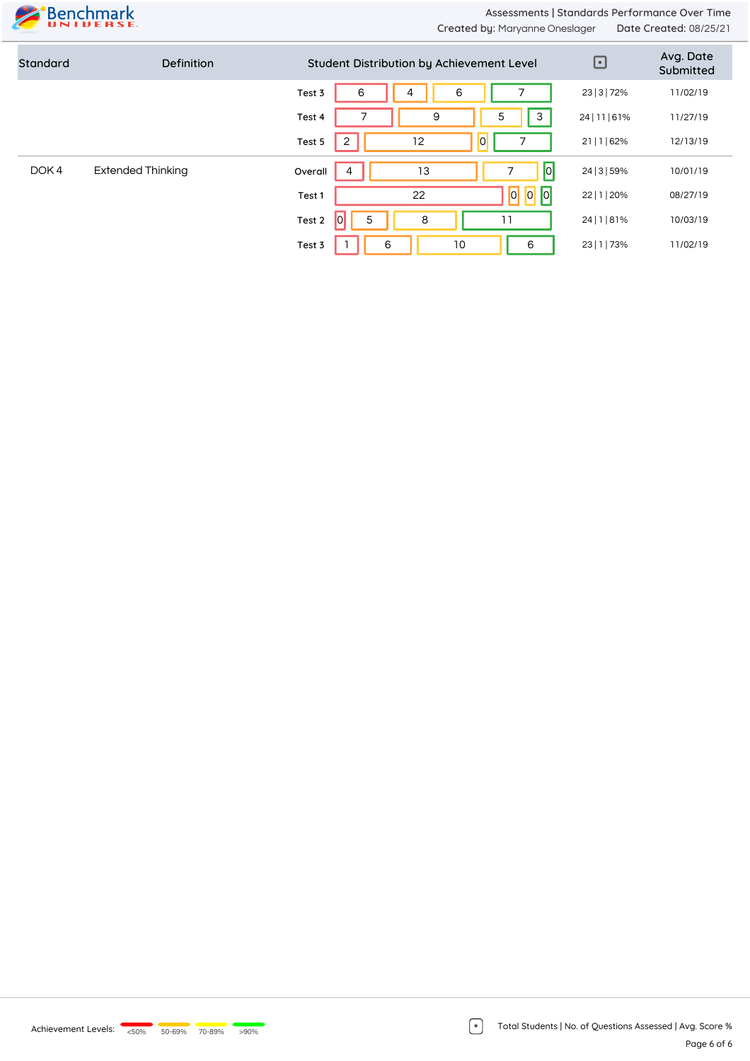| Standard | Definition | | Student Distribution by Achievement Level | | | | [•] | Avg. Date Submitted |
|---|---|---|---|---|---|---|---|---|
| | | Test 3 | 6 | 4 | 6 | 7 | 23 \| 3 \| 72% | 11/02/19 |
| | | Test 4 | 7 | 9 | 5 | 3 | 24 \| 11 \| 61% | 11/27/19 |
| | | Test 5 | 2 | 12 | 0 | 7 | 21 \| 1 \| 62% | 12/13/19 |
| DOK 4 | Extended Thinking | Overall | 4 | 13 | 7 | 0 | 24 \| 3 \| 59% | 10/01/19 |
| | | Test 1 | 22 | 0 | 0 | 0 | 22 \| 1 \| 20% | 08/27/19 |
| | | Test 2 | 0 | 5 | 8 | 11 | 24 \| 1 \| 81% | 10/03/19 |
| | | Test 3 | 1 | 6 | 10 | 6 | 23 \| 1 \| 73% | 11/02/19 |

Achievement Levels: <50% 50-69% 70-89% >90%

[*] Total Students | No. of Questions Assessed | Avg. Score %